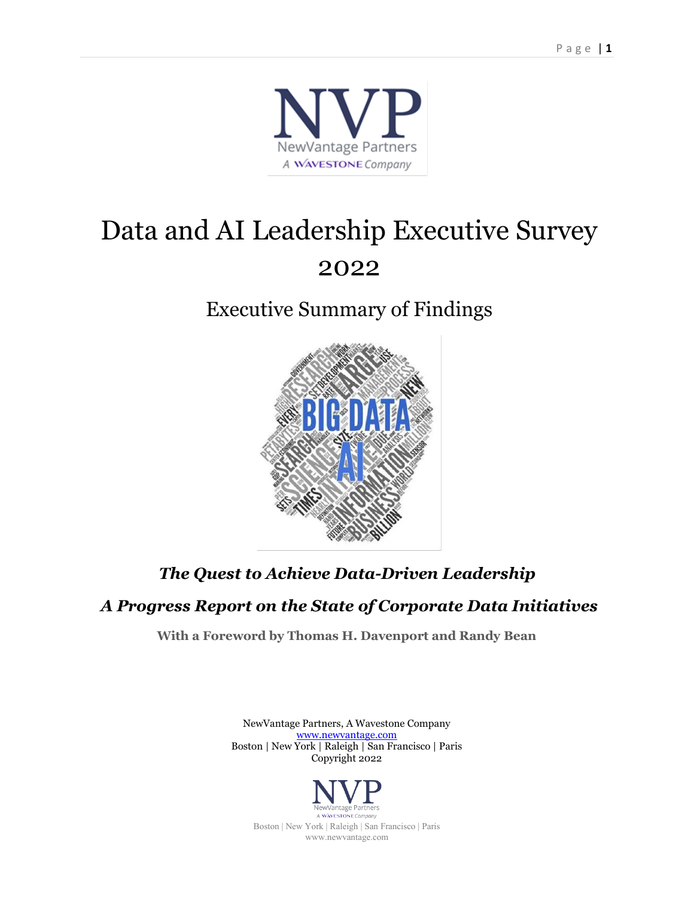NVP

NewVantage Partners

A WAVESTONE Company

# Data and AI Leadership Executive Survey 2022

## Executive Summary of Findings

### *The Quest to Achieve Data-Driven Leadership*

### *A Progress Report on the State of Corporate Data Initiatives*

**With a Foreword by Thomas H. Davenport and Randy Bean**

NewVantage Partners, A Wavestone Company
www.newvantage.com
Boston | New York | Raleigh | San Francisco | Paris
Copyright 2022

NVP
NewVantage Partners
A WAVESTONE Company
Boston | New York | Raleigh | San Francisco | Paris
www.newvantage.com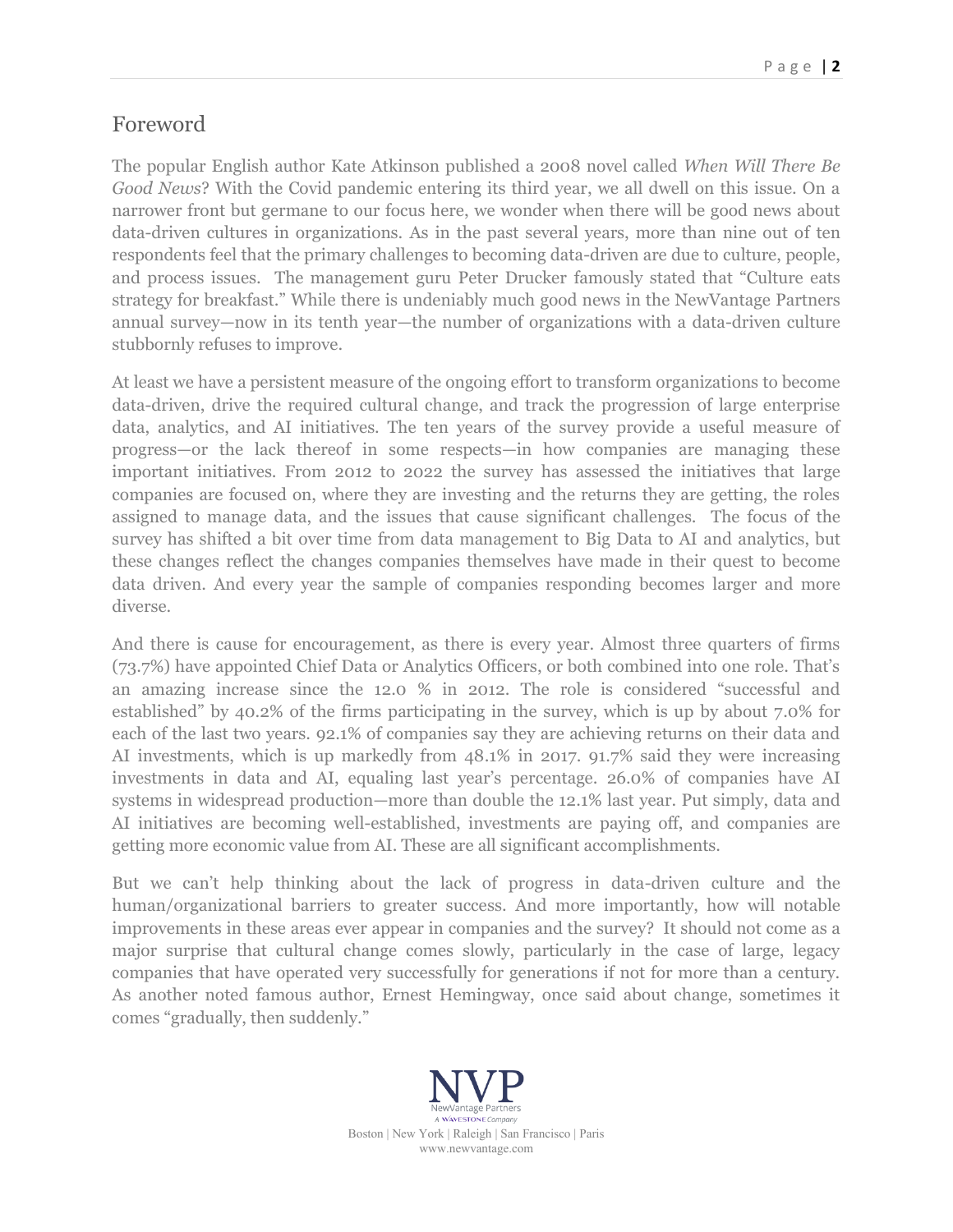## Foreword

The popular English author Kate Atkinson published a 2008 novel called *When Will There Be Good News*? With the Covid pandemic entering its third year, we all dwell on this issue. On a narrower front but germane to our focus here, we wonder when there will be good news about data-driven cultures in organizations. As in the past several years, more than nine out of ten respondents feel that the primary challenges to becoming data-driven are due to culture, people, and process issues. The management guru Peter Drucker famously stated that "Culture eats strategy for breakfast." While there is undeniably much good news in the NewVantage Partners annual survey—now in its tenth year—the number of organizations with a data-driven culture stubbornly refuses to improve.

At least we have a persistent measure of the ongoing effort to transform organizations to become data-driven, drive the required cultural change, and track the progression of large enterprise data, analytics, and AI initiatives. The ten years of the survey provide a useful measure of progress—or the lack thereof in some respects—in how companies are managing these important initiatives. From 2012 to 2022 the survey has assessed the initiatives that large companies are focused on, where they are investing and the returns they are getting, the roles assigned to manage data, and the issues that cause significant challenges. The focus of the survey has shifted a bit over time from data management to Big Data to AI and analytics, but these changes reflect the changes companies themselves have made in their quest to become data driven. And every year the sample of companies responding becomes larger and more diverse.

And there is cause for encouragement, as there is every year. Almost three quarters of firms (73.7%) have appointed Chief Data or Analytics Officers, or both combined into one role. That's an amazing increase since the 12.0 % in 2012. The role is considered "successful and established" by 40.2% of the firms participating in the survey, which is up by about 7.0% for each of the last two years. 92.1% of companies say they are achieving returns on their data and AI investments, which is up markedly from 48.1% in 2017. 91.7% said they were increasing investments in data and AI, equaling last year's percentage. 26.0% of companies have AI systems in widespread production—more than double the 12.1% last year. Put simply, data and AI initiatives are becoming well-established, investments are paying off, and companies are getting more economic value from AI. These are all significant accomplishments.

But we can't help thinking about the lack of progress in data-driven culture and the human/organizational barriers to greater success. And more importantly, how will notable improvements in these areas ever appear in companies and the survey? It should not come as a major surprise that cultural change comes slowly, particularly in the case of large, legacy companies that have operated very successfully for generations if not for more than a century. As another noted famous author, Ernest Hemingway, once said about change, sometimes it comes "gradually, then suddenly."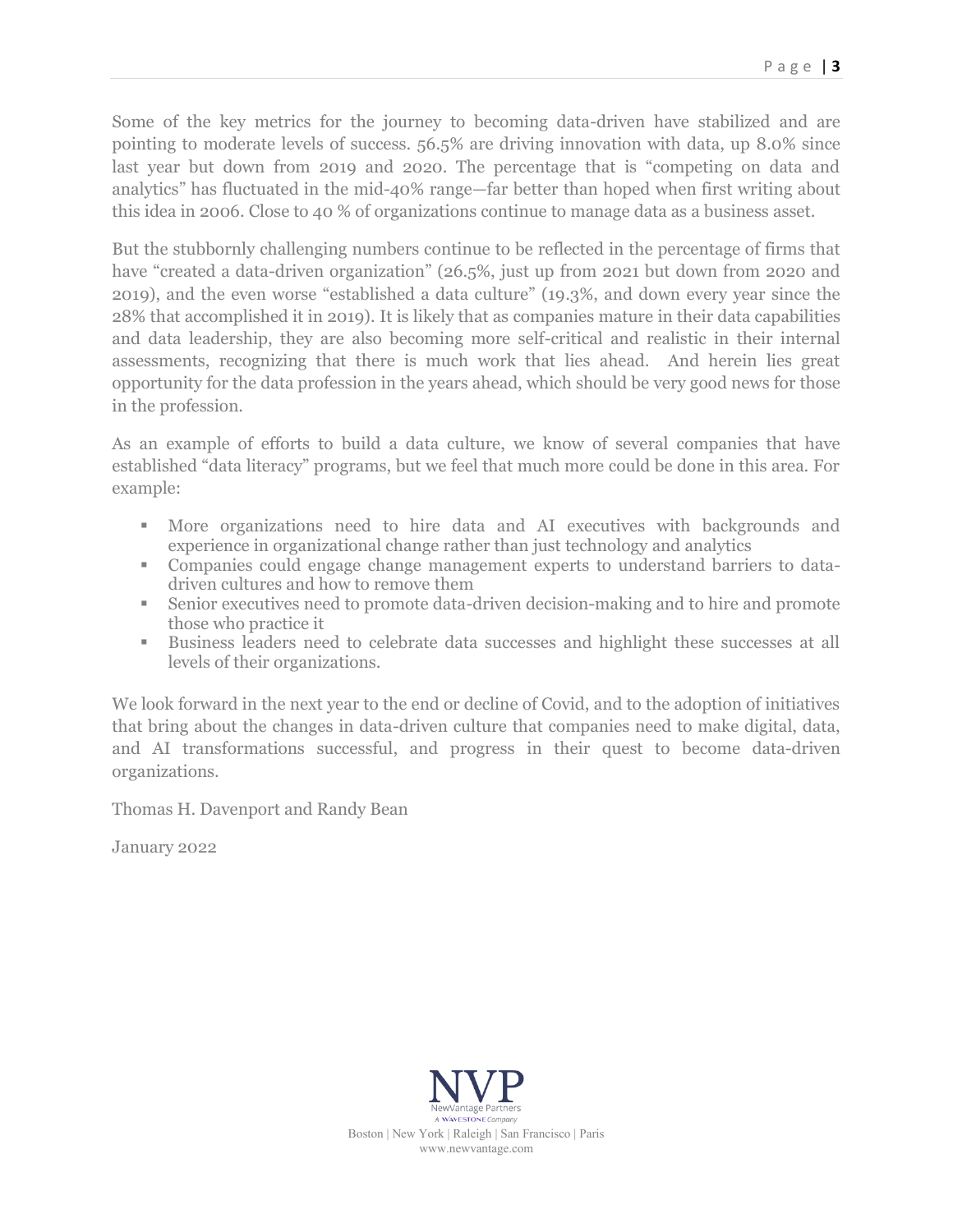Some of the key metrics for the journey to becoming data-driven have stabilized and are pointing to moderate levels of success. 56.5% are driving innovation with data, up 8.0% since last year but down from 2019 and 2020. The percentage that is "competing on data and analytics" has fluctuated in the mid-40% range—far better than hoped when first writing about this idea in 2006. Close to 40 % of organizations continue to manage data as a business asset.

But the stubbornly challenging numbers continue to be reflected in the percentage of firms that have "created a data-driven organization" (26.5%, just up from 2021 but down from 2020 and 2019), and the even worse "established a data culture" (19.3%, and down every year since the 28% that accomplished it in 2019). It is likely that as companies mature in their data capabilities and data leadership, they are also becoming more self-critical and realistic in their internal assessments, recognizing that there is much work that lies ahead. And herein lies great opportunity for the data profession in the years ahead, which should be very good news for those in the profession.

As an example of efforts to build a data culture, we know of several companies that have established "data literacy" programs, but we feel that much more could be done in this area. For example:

- More organizations need to hire data and AI executives with backgrounds and experience in organizational change rather than just technology and analytics
- Companies could engage change management experts to understand barriers to data-driven cultures and how to remove them
- Senior executives need to promote data-driven decision-making and to hire and promote those who practice it
- Business leaders need to celebrate data successes and highlight these successes at all levels of their organizations.

We look forward in the next year to the end or decline of Covid, and to the adoption of initiatives that bring about the changes in data-driven culture that companies need to make digital, data, and AI transformations successful, and progress in their quest to become data-driven organizations.

Thomas H. Davenport and Randy Bean

January 2022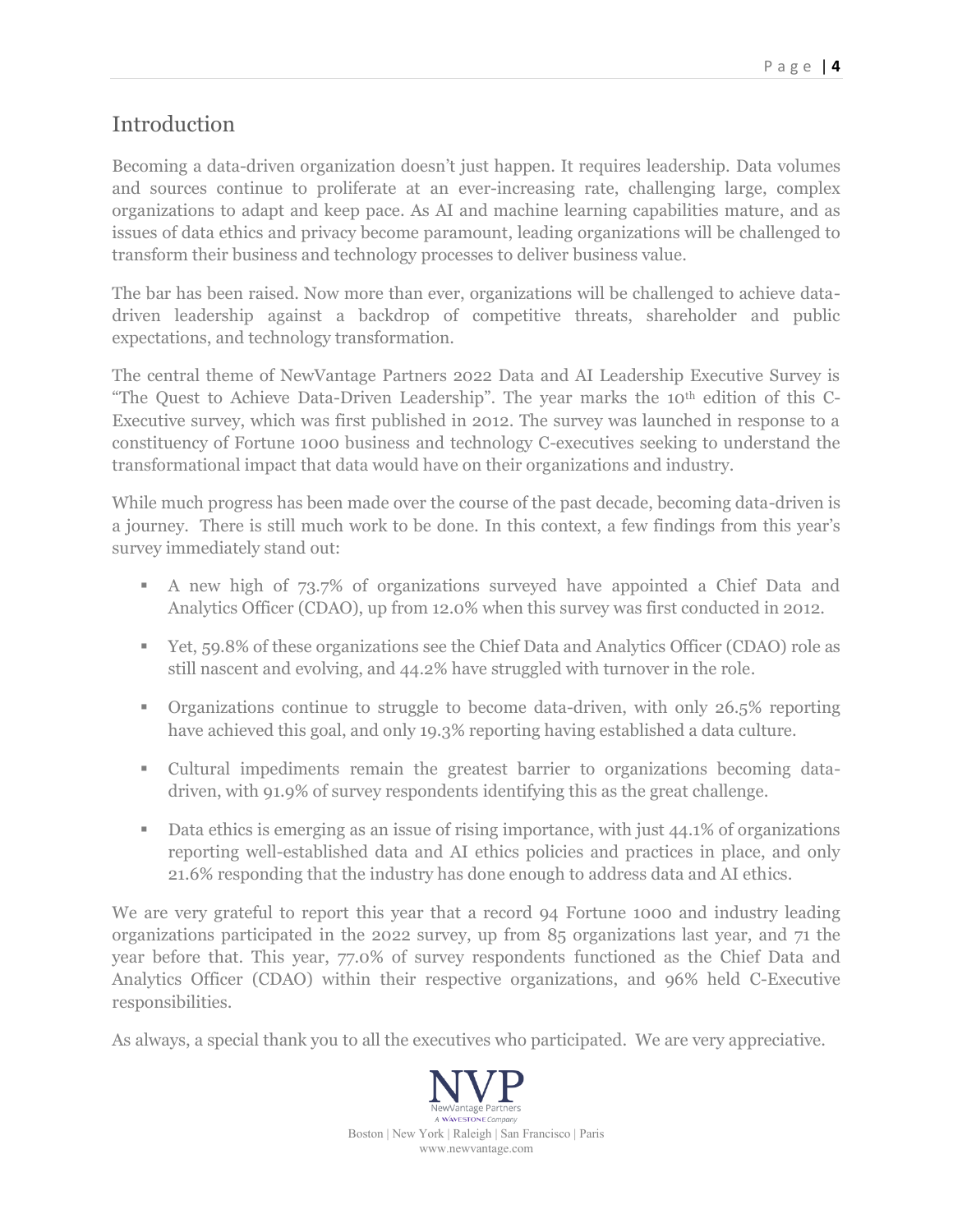## Introduction

Becoming a data-driven organization doesn't just happen. It requires leadership. Data volumes and sources continue to proliferate at an ever-increasing rate, challenging large, complex organizations to adapt and keep pace. As AI and machine learning capabilities mature, and as issues of data ethics and privacy become paramount, leading organizations will be challenged to transform their business and technology processes to deliver business value.

The bar has been raised. Now more than ever, organizations will be challenged to achieve data-driven leadership against a backdrop of competitive threats, shareholder and public expectations, and technology transformation.

The central theme of NewVantage Partners 2022 Data and AI Leadership Executive Survey is "The Quest to Achieve Data-Driven Leadership". The year marks the 10th edition of this C-Executive survey, which was first published in 2012. The survey was launched in response to a constituency of Fortune 1000 business and technology C-executives seeking to understand the transformational impact that data would have on their organizations and industry.

While much progress has been made over the course of the past decade, becoming data-driven is a journey. There is still much work to be done. In this context, a few findings from this year's survey immediately stand out:

- A new high of 73.7% of organizations surveyed have appointed a Chief Data and Analytics Officer (CDAO), up from 12.0% when this survey was first conducted in 2012.
- Yet, 59.8% of these organizations see the Chief Data and Analytics Officer (CDAO) role as still nascent and evolving, and 44.2% have struggled with turnover in the role.
- Organizations continue to struggle to become data-driven, with only 26.5% reporting have achieved this goal, and only 19.3% reporting having established a data culture.
- Cultural impediments remain the greatest barrier to organizations becoming data-driven, with 91.9% of survey respondents identifying this as the great challenge.
- Data ethics is emerging as an issue of rising importance, with just 44.1% of organizations reporting well-established data and AI ethics policies and practices in place, and only 21.6% responding that the industry has done enough to address data and AI ethics.

We are very grateful to report this year that a record 94 Fortune 1000 and industry leading organizations participated in the 2022 survey, up from 85 organizations last year, and 71 the year before that. This year, 77.0% of survey respondents functioned as the Chief Data and Analytics Officer (CDAO) within their respective organizations, and 96% held C-Executive responsibilities.

As always, a special thank you to all the executives who participated. We are very appreciative.

NVP
NewVantage Partners
A WAVESTONE Company
Boston | New York | Raleigh | San Francisco | Paris
www.newvantage.com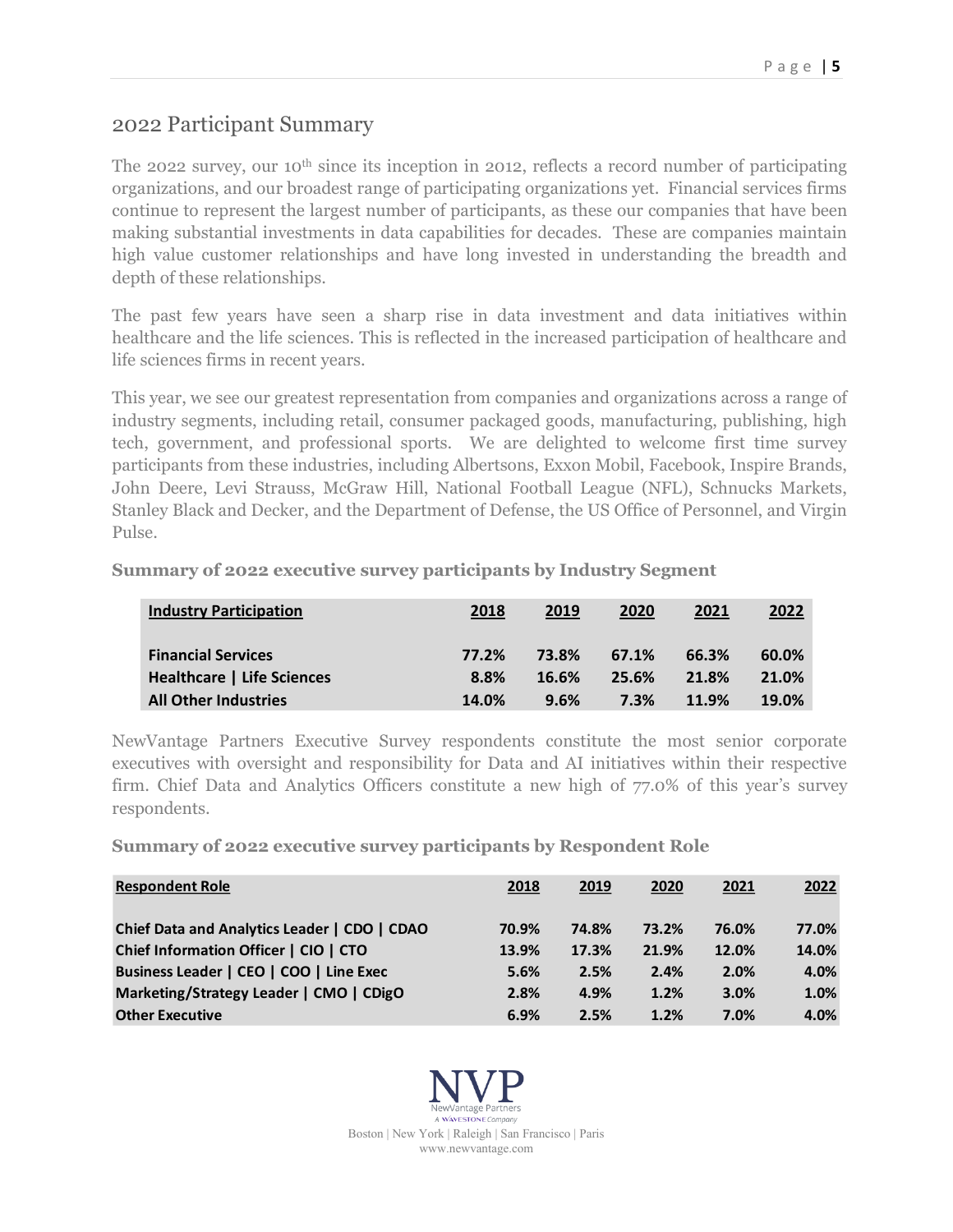## 2022 Participant Summary

The 2022 survey, our 10th since its inception in 2012, reflects a record number of participating organizations, and our broadest range of participating organizations yet. Financial services firms continue to represent the largest number of participants, as these our companies that have been making substantial investments in data capabilities for decades. These are companies maintain high value customer relationships and have long invested in understanding the breadth and depth of these relationships.

The past few years have seen a sharp rise in data investment and data initiatives within healthcare and the life sciences. This is reflected in the increased participation of healthcare and life sciences firms in recent years.

This year, we see our greatest representation from companies and organizations across a range of industry segments, including retail, consumer packaged goods, manufacturing, publishing, high tech, government, and professional sports. We are delighted to welcome first time survey participants from these industries, including Albertsons, Exxon Mobil, Facebook, Inspire Brands, John Deere, Levi Strauss, McGraw Hill, National Football League (NFL), Schnucks Markets, Stanley Black and Decker, and the Department of Defense, the US Office of Personnel, and Virgin Pulse.

**Summary of 2022 executive survey participants by Industry Segment**

| Industry Participation | 2018 | 2019 | 2020 | 2021 | 2022 |
|---|---|---|---|---|---|
| Financial Services | 77.2% | 73.8% | 67.1% | 66.3% | 60.0% |
| Healthcare \| Life Sciences | 8.8% | 16.6% | 25.6% | 21.8% | 21.0% |
| All Other Industries | 14.0% | 9.6% | 7.3% | 11.9% | 19.0% |

NewVantage Partners Executive Survey respondents constitute the most senior corporate executives with oversight and responsibility for Data and AI initiatives within their respective firm. Chief Data and Analytics Officers constitute a new high of 77.0% of this year's survey respondents.

**Summary of 2022 executive survey participants by Respondent Role**

| Respondent Role | 2018 | 2019 | 2020 | 2021 | 2022 |
|---|---|---|---|---|---|
| Chief Data and Analytics Leader \| CDO \| CDAO | 70.9% | 74.8% | 73.2% | 76.0% | 77.0% |
| Chief Information Officer \| CIO \| CTO | 13.9% | 17.3% | 21.9% | 12.0% | 14.0% |
| Business Leader \| CEO \| COO \| Line Exec | 5.6% | 2.5% | 2.4% | 2.0% | 4.0% |
| Marketing/Strategy Leader \| CMO \| CDigO | 2.8% | 4.9% | 1.2% | 3.0% | 1.0% |
| Other Executive | 6.9% | 2.5% | 1.2% | 7.0% | 4.0% |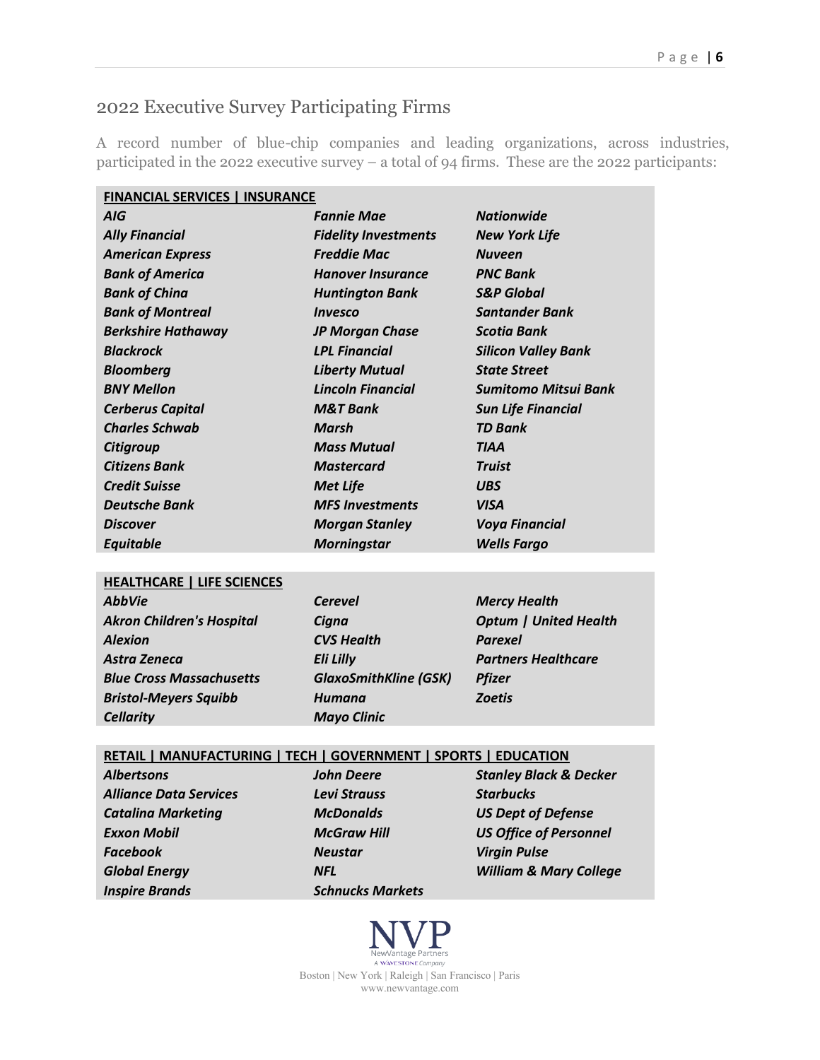## 2022 Executive Survey Participating Firms

A record number of blue-chip companies and leading organizations, across industries, participated in the 2022 executive survey – a total of 94 firms. These are the 2022 participants:

| **FINANCIAL SERVICES \| INSURANCE** | | |
|---|---|---|
| *AIG* | *Fannie Mae* | *Nationwide* |
| *Ally Financial* | *Fidelity Investments* | *New York Life* |
| *American Express* | *Freddie Mac* | *Nuveen* |
| *Bank of America* | *Hanover Insurance* | *PNC Bank* |
| *Bank of China* | *Huntington Bank* | *S&P Global* |
| *Bank of Montreal* | *Invesco* | *Santander Bank* |
| *Berkshire Hathaway* | *JP Morgan Chase* | *Scotia Bank* |
| *Blackrock* | *LPL Financial* | *Silicon Valley Bank* |
| *Bloomberg* | *Liberty Mutual* | *State Street* |
| *BNY Mellon* | *Lincoln Financial* | *Sumitomo Mitsui Bank* |
| *Cerberus Capital* | *M&T Bank* | *Sun Life Financial* |
| *Charles Schwab* | *Marsh* | *TD Bank* |
| *Citigroup* | *Mass Mutual* | *TIAA* |
| *Citizens Bank* | *Mastercard* | *Truist* |
| *Credit Suisse* | *Met Life* | *UBS* |
| *Deutsche Bank* | *MFS Investments* | *VISA* |
| *Discover* | *Morgan Stanley* | *Voya Financial* |
| *Equitable* | *Morningstar* | *Wells Fargo* |

| **HEALTHCARE \| LIFE SCIENCES** | | |
|---|---|---|
| *AbbVie* | *Cerevel* | *Mercy Health* |
| *Akron Children's Hospital* | *Cigna* | *Optum \| United Health* |
| *Alexion* | *CVS Health* | *Parexel* |
| *Astra Zeneca* | *Eli Lilly* | *Partners Healthcare* |
| *Blue Cross Massachusetts* | *GlaxoSmithKline (GSK)* | *Pfizer* |
| *Bristol-Meyers Squibb* | *Humana* | *Zoetis* |
| *Cellarity* | *Mayo Clinic* | |

| **RETAIL \| MANUFACTURING \| TECH \| GOVERNMENT \| SPORTS \| EDUCATION** | | |
|---|---|---|
| *Albertsons* | *John Deere* | *Stanley Black & Decker* |
| *Alliance Data Services* | *Levi Strauss* | *Starbucks* |
| *Catalina Marketing* | *McDonalds* | *US Dept of Defense* |
| *Exxon Mobil* | *McGraw Hill* | *US Office of Personnel* |
| *Facebook* | *Neustar* | *Virgin Pulse* |
| *Global Energy* | *NFL* | *William & Mary College* |
| *Inspire Brands* | *Schnucks Markets* | |

NVP
NewVantage Partners
A WAVESTONE Company
Boston | New York | Raleigh | San Francisco | Paris
www.newvantage.com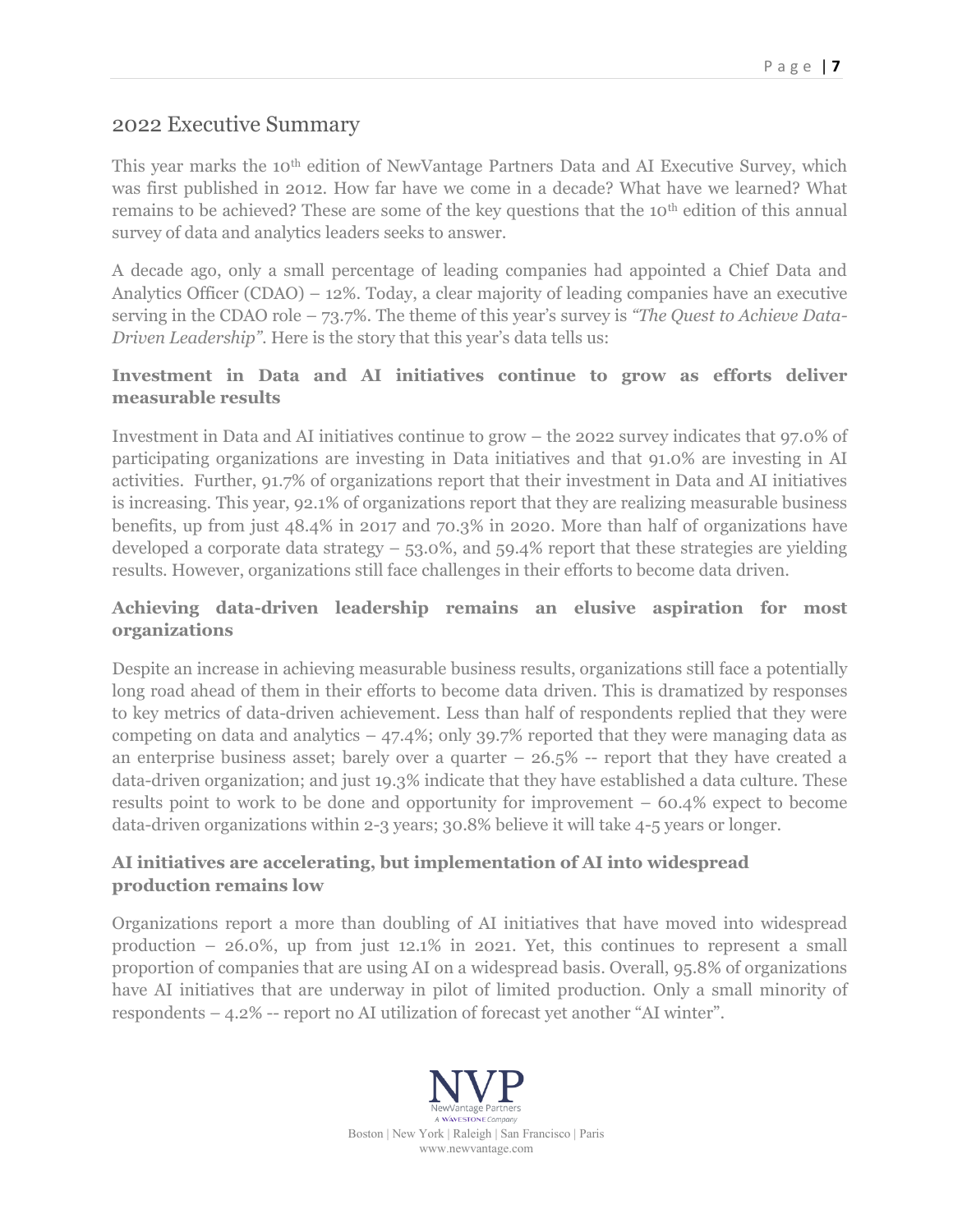## 2022 Executive Summary

This year marks the 10th edition of NewVantage Partners Data and AI Executive Survey, which was first published in 2012. How far have we come in a decade? What have we learned? What remains to be achieved? These are some of the key questions that the 10th edition of this annual survey of data and analytics leaders seeks to answer.

A decade ago, only a small percentage of leading companies had appointed a Chief Data and Analytics Officer (CDAO) – 12%. Today, a clear majority of leading companies have an executive serving in the CDAO role – 73.7%. The theme of this year's survey is *"The Quest to Achieve Data-Driven Leadership"*. Here is the story that this year's data tells us:

### Investment in Data and AI initiatives continue to grow as efforts deliver measurable results

Investment in Data and AI initiatives continue to grow – the 2022 survey indicates that 97.0% of participating organizations are investing in Data initiatives and that 91.0% are investing in AI activities. Further, 91.7% of organizations report that their investment in Data and AI initiatives is increasing. This year, 92.1% of organizations report that they are realizing measurable business benefits, up from just 48.4% in 2017 and 70.3% in 2020. More than half of organizations have developed a corporate data strategy – 53.0%, and 59.4% report that these strategies are yielding results. However, organizations still face challenges in their efforts to become data driven.

### Achieving data-driven leadership remains an elusive aspiration for most organizations

Despite an increase in achieving measurable business results, organizations still face a potentially long road ahead of them in their efforts to become data driven. This is dramatized by responses to key metrics of data-driven achievement. Less than half of respondents replied that they were competing on data and analytics – 47.4%; only 39.7% reported that they were managing data as an enterprise business asset; barely over a quarter – 26.5% -- report that they have created a data-driven organization; and just 19.3% indicate that they have established a data culture. These results point to work to be done and opportunity for improvement – 60.4% expect to become data-driven organizations within 2-3 years; 30.8% believe it will take 4-5 years or longer.

### AI initiatives are accelerating, but implementation of AI into widespread production remains low

Organizations report a more than doubling of AI initiatives that have moved into widespread production – 26.0%, up from just 12.1% in 2021. Yet, this continues to represent a small proportion of companies that are using AI on a widespread basis. Overall, 95.8% of organizations have AI initiatives that are underway in pilot of limited production. Only a small minority of respondents – 4.2% -- report no AI utilization of forecast yet another "AI winter".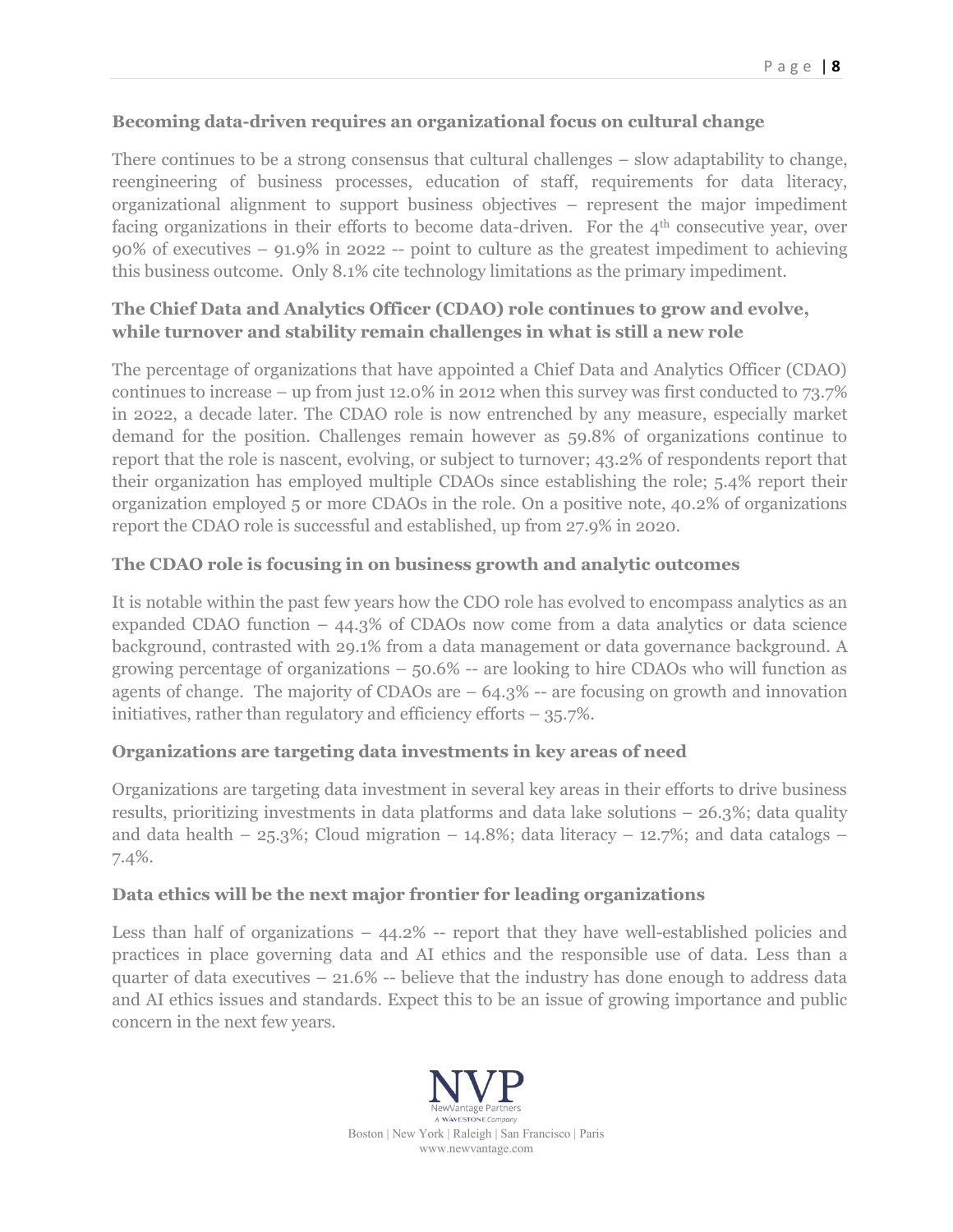### Becoming data-driven requires an organizational focus on cultural change

There continues to be a strong consensus that cultural challenges – slow adaptability to change, reengineering of business processes, education of staff, requirements for data literacy, organizational alignment to support business objectives – represent the major impediment facing organizations in their efforts to become data-driven. For the 4th consecutive year, over 90% of executives – 91.9% in 2022 -- point to culture as the greatest impediment to achieving this business outcome. Only 8.1% cite technology limitations as the primary impediment.

### The Chief Data and Analytics Officer (CDAO) role continues to grow and evolve, while turnover and stability remain challenges in what is still a new role

The percentage of organizations that have appointed a Chief Data and Analytics Officer (CDAO) continues to increase – up from just 12.0% in 2012 when this survey was first conducted to 73.7% in 2022, a decade later. The CDAO role is now entrenched by any measure, especially market demand for the position. Challenges remain however as 59.8% of organizations continue to report that the role is nascent, evolving, or subject to turnover; 43.2% of respondents report that their organization has employed multiple CDAOs since establishing the role; 5.4% report their organization employed 5 or more CDAOs in the role. On a positive note, 40.2% of organizations report the CDAO role is successful and established, up from 27.9% in 2020.

### The CDAO role is focusing in on business growth and analytic outcomes

It is notable within the past few years how the CDO role has evolved to encompass analytics as an expanded CDAO function – 44.3% of CDAOs now come from a data analytics or data science background, contrasted with 29.1% from a data management or data governance background. A growing percentage of organizations – 50.6% -- are looking to hire CDAOs who will function as agents of change. The majority of CDAOs are – 64.3% -- are focusing on growth and innovation initiatives, rather than regulatory and efficiency efforts – 35.7%.

### Organizations are targeting data investments in key areas of need

Organizations are targeting data investment in several key areas in their efforts to drive business results, prioritizing investments in data platforms and data lake solutions – 26.3%; data quality and data health – 25.3%; Cloud migration – 14.8%; data literacy – 12.7%; and data catalogs – 7.4%.

### Data ethics will be the next major frontier for leading organizations

Less than half of organizations – 44.2% -- report that they have well-established policies and practices in place governing data and AI ethics and the responsible use of data. Less than a quarter of data executives – 21.6% -- believe that the industry has done enough to address data and AI ethics issues and standards. Expect this to be an issue of growing importance and public concern in the next few years.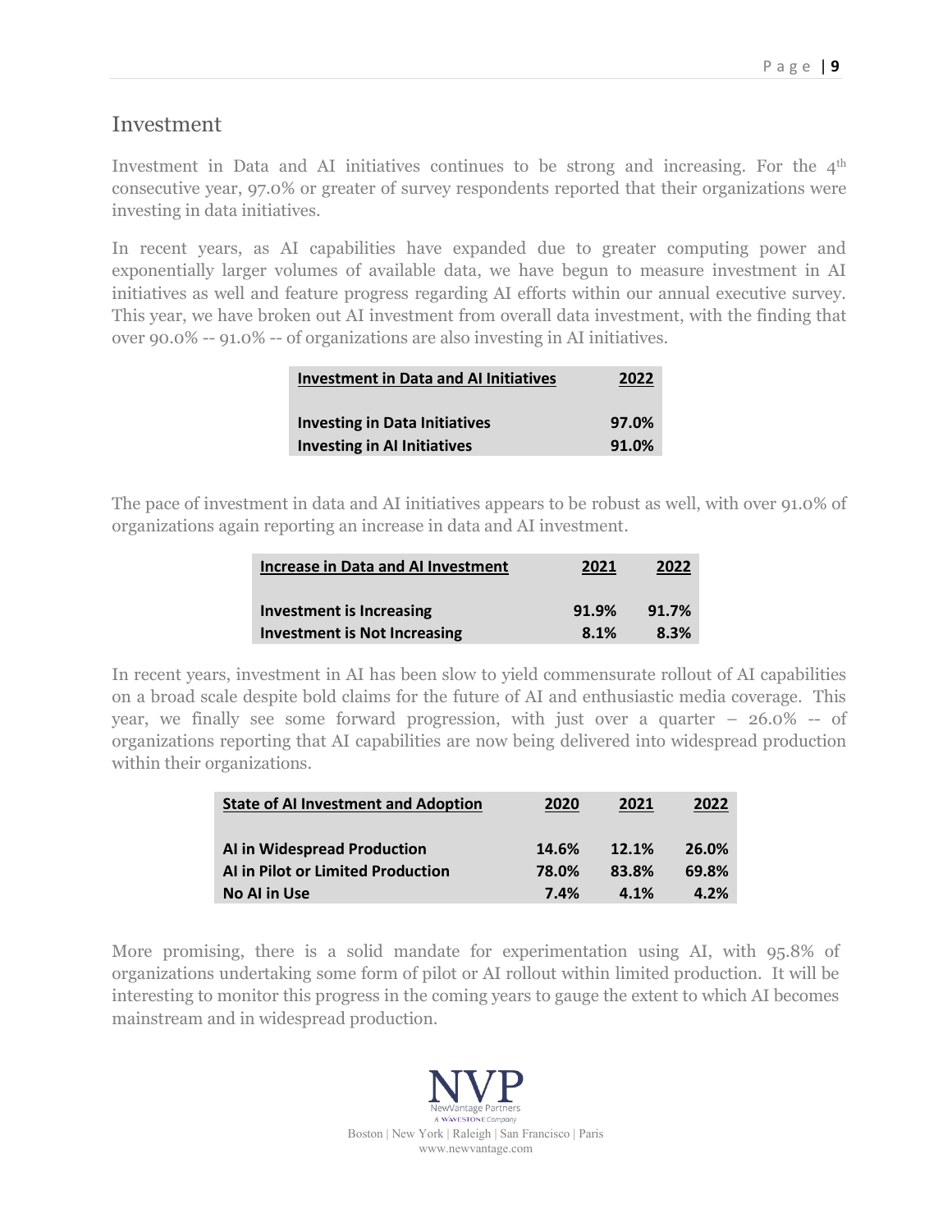## Investment

Investment in Data and AI initiatives continues to be strong and increasing. For the 4th consecutive year, 97.0% or greater of survey respondents reported that their organizations were investing in data initiatives.

In recent years, as AI capabilities have expanded due to greater computing power and exponentially larger volumes of available data, we have begun to measure investment in AI initiatives as well and feature progress regarding AI efforts within our annual executive survey. This year, we have broken out AI investment from overall data investment, with the finding that over 90.0% -- 91.0% -- of organizations are also investing in AI initiatives.

| Investment in Data and AI Initiatives | 2022 |
|---|---|
| Investing in Data Initiatives | 97.0% |
| Investing in AI Initiatives | 91.0% |

The pace of investment in data and AI initiatives appears to be robust as well, with over 91.0% of organizations again reporting an increase in data and AI investment.

| Increase in Data and AI Investment | 2021 | 2022 |
|---|---|---|
| Investment is Increasing | 91.9% | 91.7% |
| Investment is Not Increasing | 8.1% | 8.3% |

In recent years, investment in AI has been slow to yield commensurate rollout of AI capabilities on a broad scale despite bold claims for the future of AI and enthusiastic media coverage. This year, we finally see some forward progression, with just over a quarter – 26.0% -- of organizations reporting that AI capabilities are now being delivered into widespread production within their organizations.

| State of AI Investment and Adoption | 2020 | 2021 | 2022 |
|---|---|---|---|
| AI in Widespread Production | 14.6% | 12.1% | 26.0% |
| AI in Pilot or Limited Production | 78.0% | 83.8% | 69.8% |
| No AI in Use | 7.4% | 4.1% | 4.2% |

More promising, there is a solid mandate for experimentation using AI, with 95.8% of organizations undertaking some form of pilot or AI rollout within limited production. It will be interesting to monitor this progress in the coming years to gauge the extent to which AI becomes mainstream and in widespread production.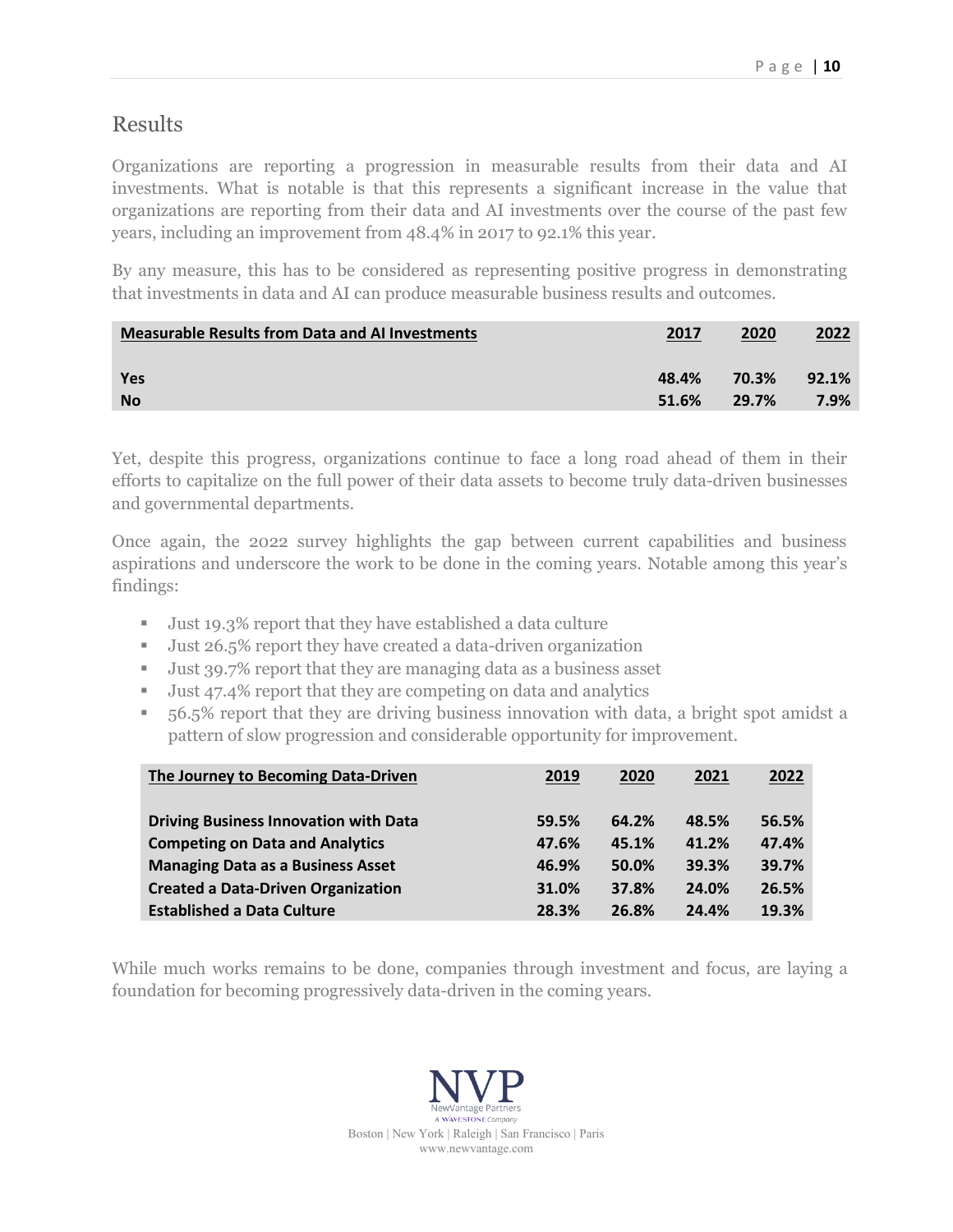## Results

Organizations are reporting a progression in measurable results from their data and AI investments. What is notable is that this represents a significant increase in the value that organizations are reporting from their data and AI investments over the course of the past few years, including an improvement from 48.4% in 2017 to 92.1% this year.

By any measure, this has to be considered as representing positive progress in demonstrating that investments in data and AI can produce measurable business results and outcomes.

| Measurable Results from Data and AI Investments | 2017 | 2020 | 2022 |
|---|---|---|---|
| Yes | 48.4% | 70.3% | 92.1% |
| No | 51.6% | 29.7% | 7.9% |

Yet, despite this progress, organizations continue to face a long road ahead of them in their efforts to capitalize on the full power of their data assets to become truly data-driven businesses and governmental departments.

Once again, the 2022 survey highlights the gap between current capabilities and business aspirations and underscore the work to be done in the coming years. Notable among this year's findings:

- Just 19.3% report that they have established a data culture
- Just 26.5% report they have created a data-driven organization
- Just 39.7% report that they are managing data as a business asset
- Just 47.4% report that they are competing on data and analytics
- 56.5% report that they are driving business innovation with data, a bright spot amidst a pattern of slow progression and considerable opportunity for improvement.

| The Journey to Becoming Data-Driven | 2019 | 2020 | 2021 | 2022 |
|---|---|---|---|---|
| Driving Business Innovation with Data | 59.5% | 64.2% | 48.5% | 56.5% |
| Competing on Data and Analytics | 47.6% | 45.1% | 41.2% | 47.4% |
| Managing Data as a Business Asset | 46.9% | 50.0% | 39.3% | 39.7% |
| Created a Data-Driven Organization | 31.0% | 37.8% | 24.0% | 26.5% |
| Established a Data Culture | 28.3% | 26.8% | 24.4% | 19.3% |

While much works remains to be done, companies through investment and focus, are laying a foundation for becoming progressively data-driven in the coming years.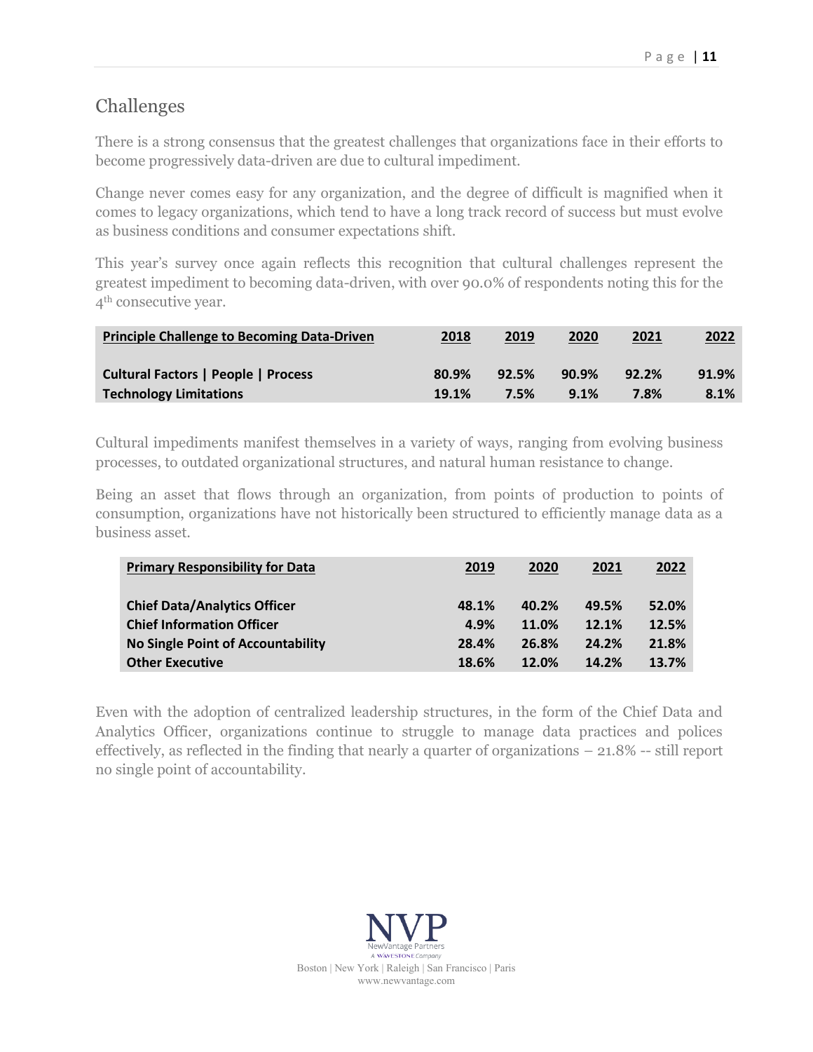## Challenges

There is a strong consensus that the greatest challenges that organizations face in their efforts to become progressively data-driven are due to cultural impediment.

Change never comes easy for any organization, and the degree of difficult is magnified when it comes to legacy organizations, which tend to have a long track record of success but must evolve as business conditions and consumer expectations shift.

This year's survey once again reflects this recognition that cultural challenges represent the greatest impediment to becoming data-driven, with over 90.0% of respondents noting this for the 4th consecutive year.

| Principle Challenge to Becoming Data-Driven | 2018 | 2019 | 2020 | 2021 | 2022 |
|---|---|---|---|---|---|
| **Cultural Factors \| People \| Process** | **80.9%** | **92.5%** | **90.9%** | **92.2%** | **91.9%** |
| **Technology Limitations** | **19.1%** | **7.5%** | **9.1%** | **7.8%** | **8.1%** |

Cultural impediments manifest themselves in a variety of ways, ranging from evolving business processes, to outdated organizational structures, and natural human resistance to change.

Being an asset that flows through an organization, from points of production to points of consumption, organizations have not historically been structured to efficiently manage data as a business asset.

| Primary Responsibility for Data | 2019 | 2020 | 2021 | 2022 |
|---|---|---|---|---|
| **Chief Data/Analytics Officer** | **48.1%** | **40.2%** | **49.5%** | **52.0%** |
| **Chief Information Officer** | **4.9%** | **11.0%** | **12.1%** | **12.5%** |
| **No Single Point of Accountability** | **28.4%** | **26.8%** | **24.2%** | **21.8%** |
| **Other Executive** | **18.6%** | **12.0%** | **14.2%** | **13.7%** |

Even with the adoption of centralized leadership structures, in the form of the Chief Data and Analytics Officer, organizations continue to struggle to manage data practices and polices effectively, as reflected in the finding that nearly a quarter of organizations – 21.8% -- still report no single point of accountability.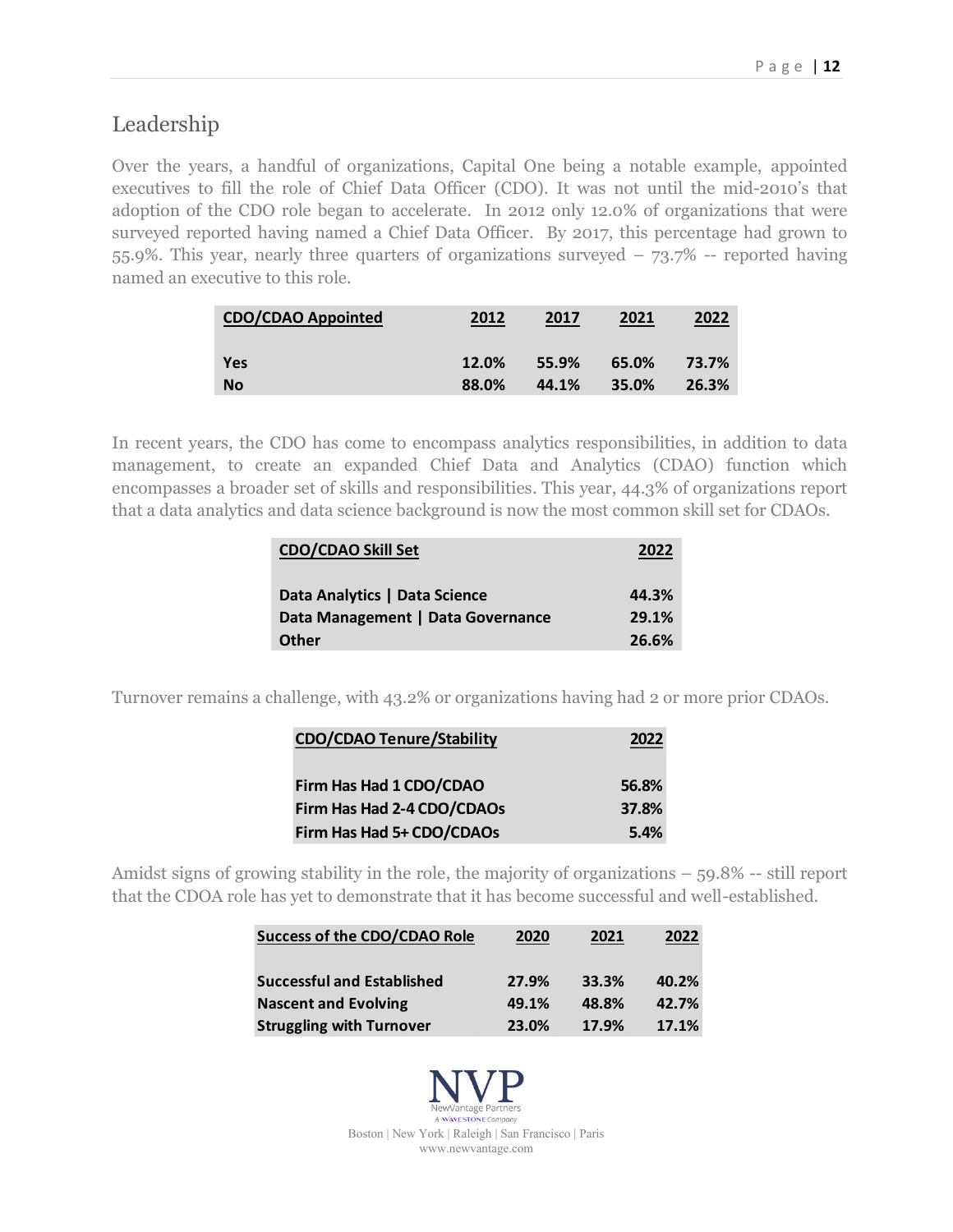## Leadership

Over the years, a handful of organizations, Capital One being a notable example, appointed executives to fill the role of Chief Data Officer (CDO). It was not until the mid-2010's that adoption of the CDO role began to accelerate. In 2012 only 12.0% of organizations that were surveyed reported having named a Chief Data Officer. By 2017, this percentage had grown to 55.9%. This year, nearly three quarters of organizations surveyed – 73.7% -- reported having named an executive to this role.

| CDO/CDAO Appointed | 2012 | 2017 | 2021 | 2022 |
|---|---|---|---|---|
| Yes | 12.0% | 55.9% | 65.0% | 73.7% |
| No | 88.0% | 44.1% | 35.0% | 26.3% |

In recent years, the CDO has come to encompass analytics responsibilities, in addition to data management, to create an expanded Chief Data and Analytics (CDAO) function which encompasses a broader set of skills and responsibilities. This year, 44.3% of organizations report that a data analytics and data science background is now the most common skill set for CDAOs.

| CDO/CDAO Skill Set | 2022 |
|---|---|
| Data Analytics \| Data Science | 44.3% |
| Data Management \| Data Governance | 29.1% |
| Other | 26.6% |

Turnover remains a challenge, with 43.2% or organizations having had 2 or more prior CDAOs.

| CDO/CDAO Tenure/Stability | 2022 |
|---|---|
| Firm Has Had 1 CDO/CDAO | 56.8% |
| Firm Has Had 2-4 CDO/CDAOs | 37.8% |
| Firm Has Had 5+ CDO/CDAOs | 5.4% |

Amidst signs of growing stability in the role, the majority of organizations – 59.8% -- still report that the CDOA role has yet to demonstrate that it has become successful and well-established.

| Success of the CDO/CDAO Role | 2020 | 2021 | 2022 |
|---|---|---|---|
| Successful and Established | 27.9% | 33.3% | 40.2% |
| Nascent and Evolving | 49.1% | 48.8% | 42.7% |
| Struggling with Turnover | 23.0% | 17.9% | 17.1% |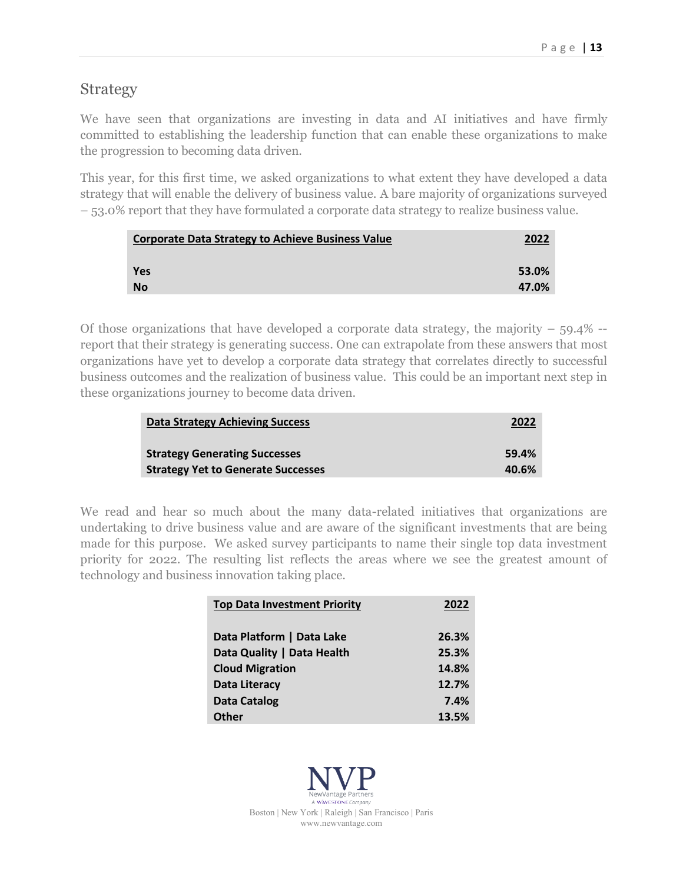## Strategy

We have seen that organizations are investing in data and AI initiatives and have firmly committed to establishing the leadership function that can enable these organizations to make the progression to becoming data driven.

This year, for this first time, we asked organizations to what extent they have developed a data strategy that will enable the delivery of business value. A bare majority of organizations surveyed – 53.0% report that they have formulated a corporate data strategy to realize business value.

| Corporate Data Strategy to Achieve Business Value | 2022 |
|---|---|
| Yes | 53.0% |
| No | 47.0% |

Of those organizations that have developed a corporate data strategy, the majority – 59.4% -- report that their strategy is generating success. One can extrapolate from these answers that most organizations have yet to develop a corporate data strategy that correlates directly to successful business outcomes and the realization of business value. This could be an important next step in these organizations journey to become data driven.

| Data Strategy Achieving Success | 2022 |
|---|---|
| Strategy Generating Successes | 59.4% |
| Strategy Yet to Generate Successes | 40.6% |

We read and hear so much about the many data-related initiatives that organizations are undertaking to drive business value and are aware of the significant investments that are being made for this purpose. We asked survey participants to name their single top data investment priority for 2022. The resulting list reflects the areas where we see the greatest amount of technology and business innovation taking place.

| Top Data Investment Priority | 2022 |
|---|---|
| Data Platform \| Data Lake | 26.3% |
| Data Quality \| Data Health | 25.3% |
| Cloud Migration | 14.8% |
| Data Literacy | 12.7% |
| Data Catalog | 7.4% |
| Other | 13.5% |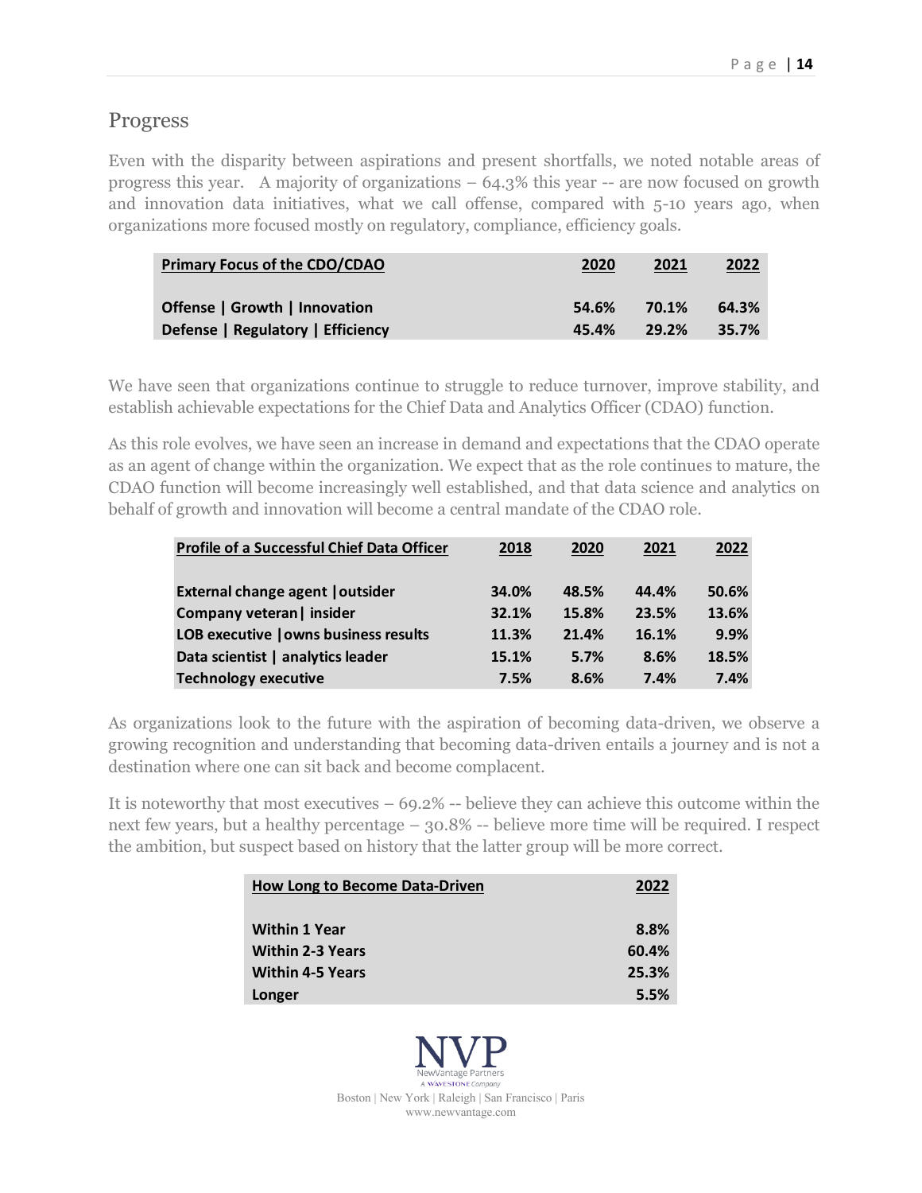## Progress

Even with the disparity between aspirations and present shortfalls, we noted notable areas of progress this year. A majority of organizations – 64.3% this year -- are now focused on growth and innovation data initiatives, what we call offense, compared with 5-10 years ago, when organizations more focused mostly on regulatory, compliance, efficiency goals.

| Primary Focus of the CDO/CDAO | 2020 | 2021 | 2022 |
|---|---|---|---|
| Offense \| Growth \| Innovation | 54.6% | 70.1% | 64.3% |
| Defense \| Regulatory \| Efficiency | 45.4% | 29.2% | 35.7% |

We have seen that organizations continue to struggle to reduce turnover, improve stability, and establish achievable expectations for the Chief Data and Analytics Officer (CDAO) function.

As this role evolves, we have seen an increase in demand and expectations that the CDAO operate as an agent of change within the organization. We expect that as the role continues to mature, the CDAO function will become increasingly well established, and that data science and analytics on behalf of growth and innovation will become a central mandate of the CDAO role.

| Profile of a Successful Chief Data Officer | 2018 | 2020 | 2021 | 2022 |
|---|---|---|---|---|
| External change agent \| outsider | 34.0% | 48.5% | 44.4% | 50.6% |
| Company veteran \| insider | 32.1% | 15.8% | 23.5% | 13.6% |
| LOB executive \| owns business results | 11.3% | 21.4% | 16.1% | 9.9% |
| Data scientist \| analytics leader | 15.1% | 5.7% | 8.6% | 18.5% |
| Technology executive | 7.5% | 8.6% | 7.4% | 7.4% |

As organizations look to the future with the aspiration of becoming data-driven, we observe a growing recognition and understanding that becoming data-driven entails a journey and is not a destination where one can sit back and become complacent.

It is noteworthy that most executives – 69.2% -- believe they can achieve this outcome within the next few years, but a healthy percentage – 30.8% -- believe more time will be required. I respect the ambition, but suspect based on history that the latter group will be more correct.

| How Long to Become Data-Driven | 2022 |
|---|---|
| Within 1 Year | 8.8% |
| Within 2-3 Years | 60.4% |
| Within 4-5 Years | 25.3% |
| Longer | 5.5% |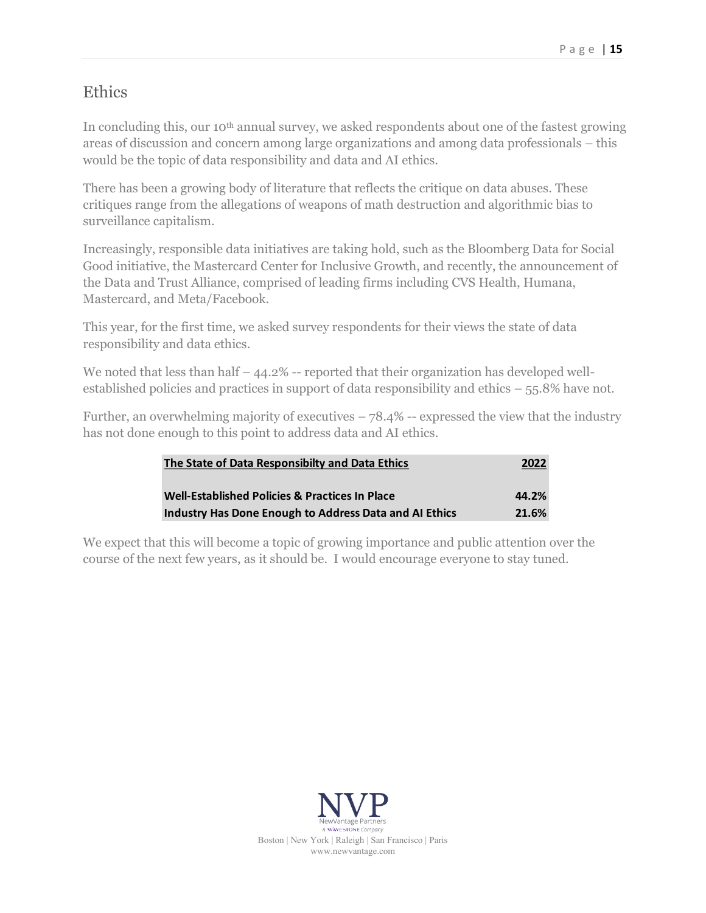## Ethics

In concluding this, our 10th annual survey, we asked respondents about one of the fastest growing areas of discussion and concern among large organizations and among data professionals – this would be the topic of data responsibility and data and AI ethics.

There has been a growing body of literature that reflects the critique on data abuses. These critiques range from the allegations of weapons of math destruction and algorithmic bias to surveillance capitalism.

Increasingly, responsible data initiatives are taking hold, such as the Bloomberg Data for Social Good initiative, the Mastercard Center for Inclusive Growth, and recently, the announcement of the Data and Trust Alliance, comprised of leading firms including CVS Health, Humana, Mastercard, and Meta/Facebook.

This year, for the first time, we asked survey respondents for their views the state of data responsibility and data ethics.

We noted that less than half – 44.2% -- reported that their organization has developed well-established policies and practices in support of data responsibility and ethics – 55.8% have not.

Further, an overwhelming majority of executives – 78.4% -- expressed the view that the industry has not done enough to this point to address data and AI ethics.

| The State of Data Responsibilty and Data Ethics | 2022 |
|---|---|
| **Well-Established Policies & Practices In Place** | **44.2%** |
| **Industry Has Done Enough to Address Data and AI Ethics** | **21.6%** |

We expect that this will become a topic of growing importance and public attention over the course of the next few years, as it should be. I would encourage everyone to stay tuned.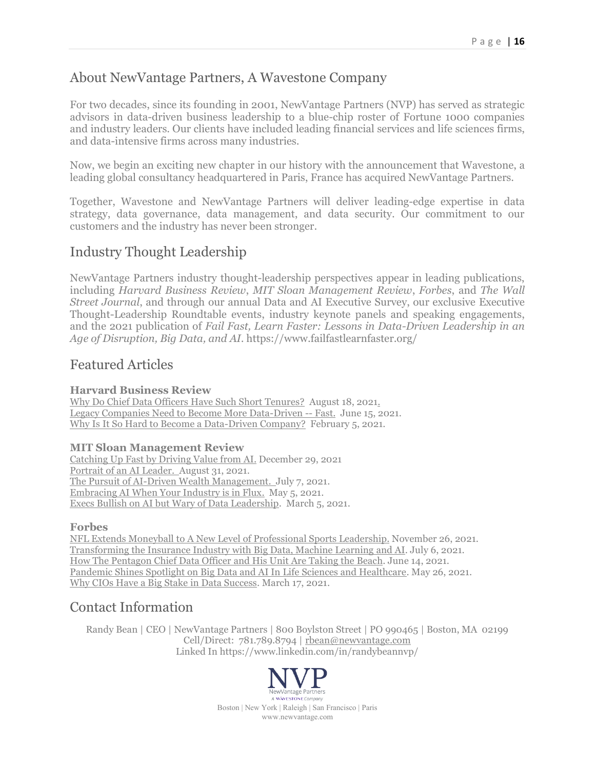## About NewVantage Partners, A Wavestone Company

For two decades, since its founding in 2001, NewVantage Partners (NVP) has served as strategic advisors in data-driven business leadership to a blue-chip roster of Fortune 1000 companies and industry leaders. Our clients have included leading financial services and life sciences firms, and data-intensive firms across many industries.

Now, we begin an exciting new chapter in our history with the announcement that Wavestone, a leading global consultancy headquartered in Paris, France has acquired NewVantage Partners.

Together, Wavestone and NewVantage Partners will deliver leading-edge expertise in data strategy, data governance, data management, and data security. Our commitment to our customers and the industry has never been stronger.

## Industry Thought Leadership

NewVantage Partners industry thought-leadership perspectives appear in leading publications, including *Harvard Business Review*, *MIT Sloan Management Review*, *Forbes*, and *The Wall Street Journal*, and through our annual Data and AI Executive Survey, our exclusive Executive Thought-Leadership Roundtable events, industry keynote panels and speaking engagements, and the 2021 publication of *Fail Fast, Learn Faster: Lessons in Data-Driven Leadership in an Age of Disruption, Big Data, and AI*. https://www.failfastlearnfaster.org/

## Featured Articles

**Harvard Business Review**

Why Do Chief Data Officers Have Such Short Tenures? August 18, 2021.
Legacy Companies Need to Become More Data-Driven -- Fast. June 15, 2021.
Why Is It So Hard to Become a Data-Driven Company? February 5, 2021.

**MIT Sloan Management Review**

Catching Up Fast by Driving Value from AI. December 29, 2021
Portrait of an AI Leader. August 31, 2021.
The Pursuit of AI-Driven Wealth Management. July 7, 2021.
Embracing AI When Your Industry is in Flux. May 5, 2021.
Execs Bullish on AI but Wary of Data Leadership. March 5, 2021.

**Forbes**

NFL Extends Moneyball to A New Level of Professional Sports Leadership. November 26, 2021.
Transforming the Insurance Industry with Big Data, Machine Learning and AI. July 6, 2021.
How The Pentagon Chief Data Officer and His Unit Are Taking the Beach. June 14, 2021.
Pandemic Shines Spotlight on Big Data and AI In Life Sciences and Healthcare. May 26, 2021.
Why CIOs Have a Big Stake in Data Success. March 17, 2021.

## Contact Information

Randy Bean | CEO | NewVantage Partners | 800 Boylston Street | PO 990465 | Boston, MA 02199
Cell/Direct: 781.789.8794 | rbean@newvantage.com
Linked In https://www.linkedin.com/in/randybeannvp/

NVP
NewVantage Partners
A WAVESTONE Company

Boston | New York | Raleigh | San Francisco | Paris
www.newvantage.com